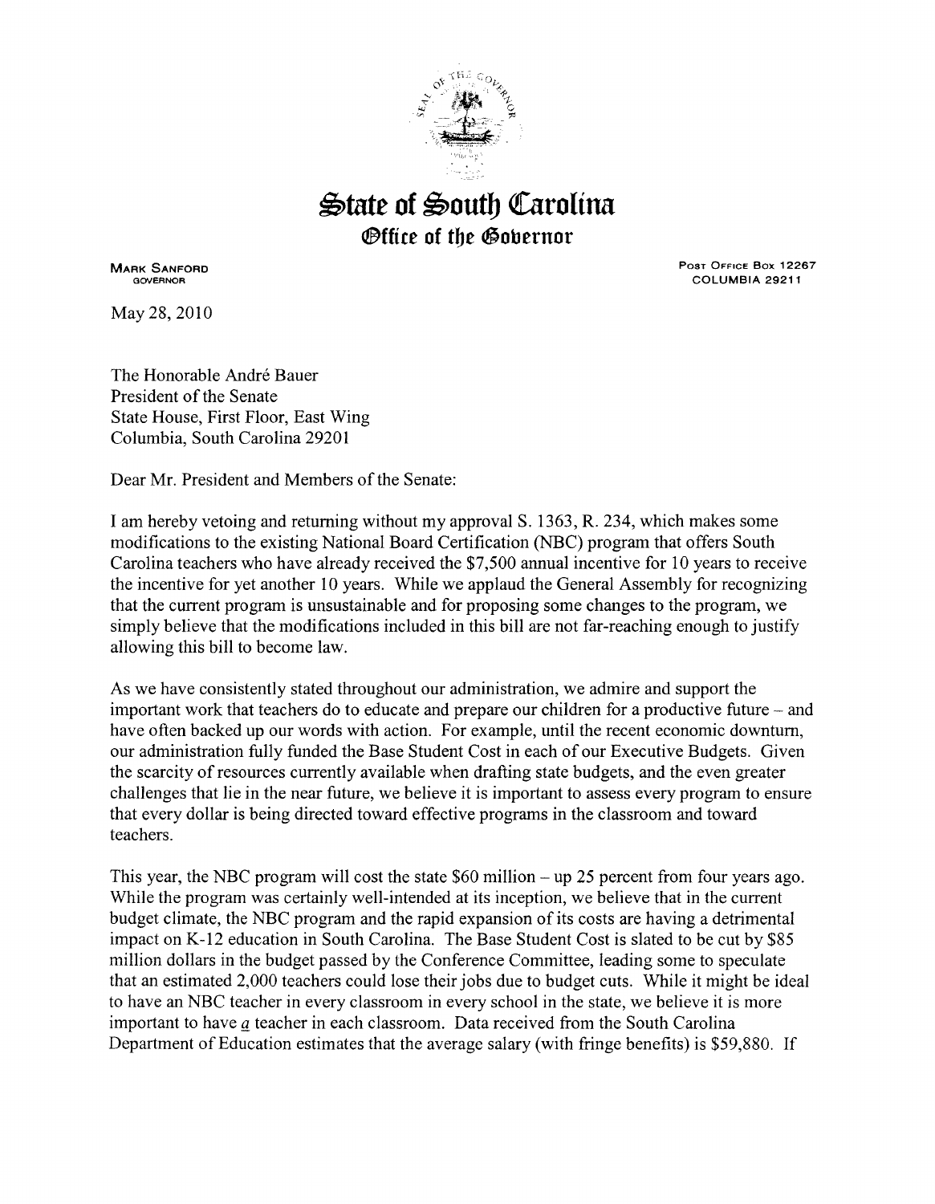# State of South Carolina

## Office of the Governor

MARK SANFORD
GOVERNOR

POST OFFICE BOX 12267
COLUMBIA 29211

May 28, 2010

The Honorable André Bauer
President of the Senate
State House, First Floor, East Wing
Columbia, South Carolina 29201

Dear Mr. President and Members of the Senate:

I am hereby vetoing and returning without my approval S. 1363, R. 234, which makes some modifications to the existing National Board Certification (NBC) program that offers South Carolina teachers who have already received the $7,500 annual incentive for 10 years to receive the incentive for yet another 10 years. While we applaud the General Assembly for recognizing that the current program is unsustainable and for proposing some changes to the program, we simply believe that the modifications included in this bill are not far-reaching enough to justify allowing this bill to become law.

As we have consistently stated throughout our administration, we admire and support the important work that teachers do to educate and prepare our children for a productive future – and have often backed up our words with action. For example, until the recent economic downturn, our administration fully funded the Base Student Cost in each of our Executive Budgets. Given the scarcity of resources currently available when drafting state budgets, and the even greater challenges that lie in the near future, we believe it is important to assess every program to ensure that every dollar is being directed toward effective programs in the classroom and toward teachers.

This year, the NBC program will cost the state $60 million – up 25 percent from four years ago. While the program was certainly well-intended at its inception, we believe that in the current budget climate, the NBC program and the rapid expansion of its costs are having a detrimental impact on K-12 education in South Carolina. The Base Student Cost is slated to be cut by $85 million dollars in the budget passed by the Conference Committee, leading some to speculate that an estimated 2,000 teachers could lose their jobs due to budget cuts. While it might be ideal to have an NBC teacher in every classroom in every school in the state, we believe it is more important to have *a* teacher in each classroom. Data received from the South Carolina Department of Education estimates that the average salary (with fringe benefits) is $59,880. If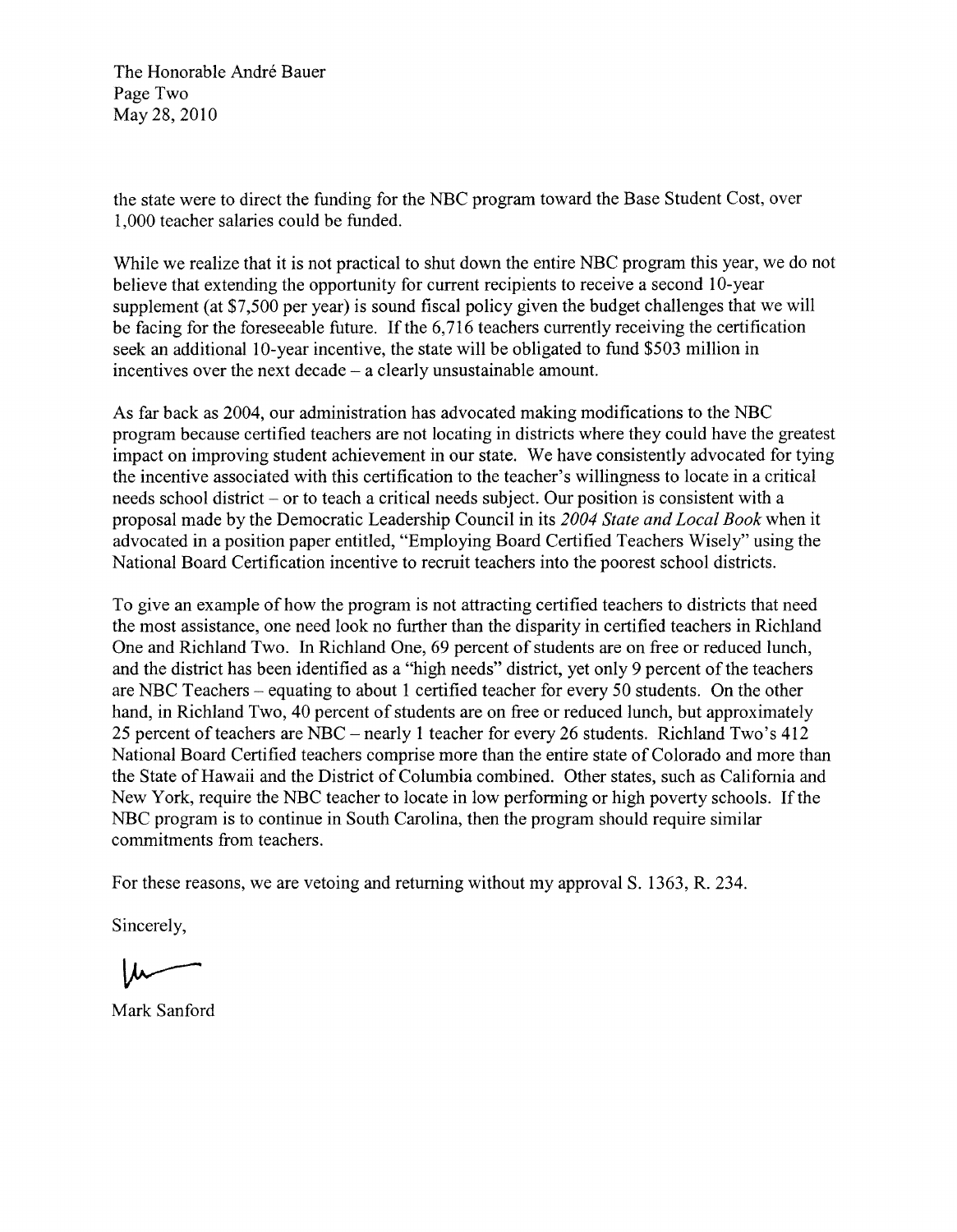the state were to direct the funding for the NBC program toward the Base Student Cost, over 1,000 teacher salaries could be funded.

While we realize that it is not practical to shut down the entire NBC program this year, we do not believe that extending the opportunity for current recipients to receive a second 10-year supplement (at $7,500 per year) is sound fiscal policy given the budget challenges that we will be facing for the foreseeable future. If the 6,716 teachers currently receiving the certification seek an additional 10-year incentive, the state will be obligated to fund $503 million in incentives over the next decade – a clearly unsustainable amount.

As far back as 2004, our administration has advocated making modifications to the NBC program because certified teachers are not locating in districts where they could have the greatest impact on improving student achievement in our state. We have consistently advocated for tying the incentive associated with this certification to the teacher's willingness to locate in a critical needs school district – or to teach a critical needs subject. Our position is consistent with a proposal made by the Democratic Leadership Council in its *2004 State and Local Book* when it advocated in a position paper entitled, "Employing Board Certified Teachers Wisely" using the National Board Certification incentive to recruit teachers into the poorest school districts.

To give an example of how the program is not attracting certified teachers to districts that need the most assistance, one need look no further than the disparity in certified teachers in Richland One and Richland Two. In Richland One, 69 percent of students are on free or reduced lunch, and the district has been identified as a "high needs" district, yet only 9 percent of the teachers are NBC Teachers – equating to about 1 certified teacher for every 50 students. On the other hand, in Richland Two, 40 percent of students are on free or reduced lunch, but approximately 25 percent of teachers are NBC – nearly 1 teacher for every 26 students. Richland Two's 412 National Board Certified teachers comprise more than the entire state of Colorado and more than the State of Hawaii and the District of Columbia combined. Other states, such as California and New York, require the NBC teacher to locate in low performing or high poverty schools. If the NBC program is to continue in South Carolina, then the program should require similar commitments from teachers.

For these reasons, we are vetoing and returning without my approval S. 1363, R. 234.

Sincerely,

Mark Sanford